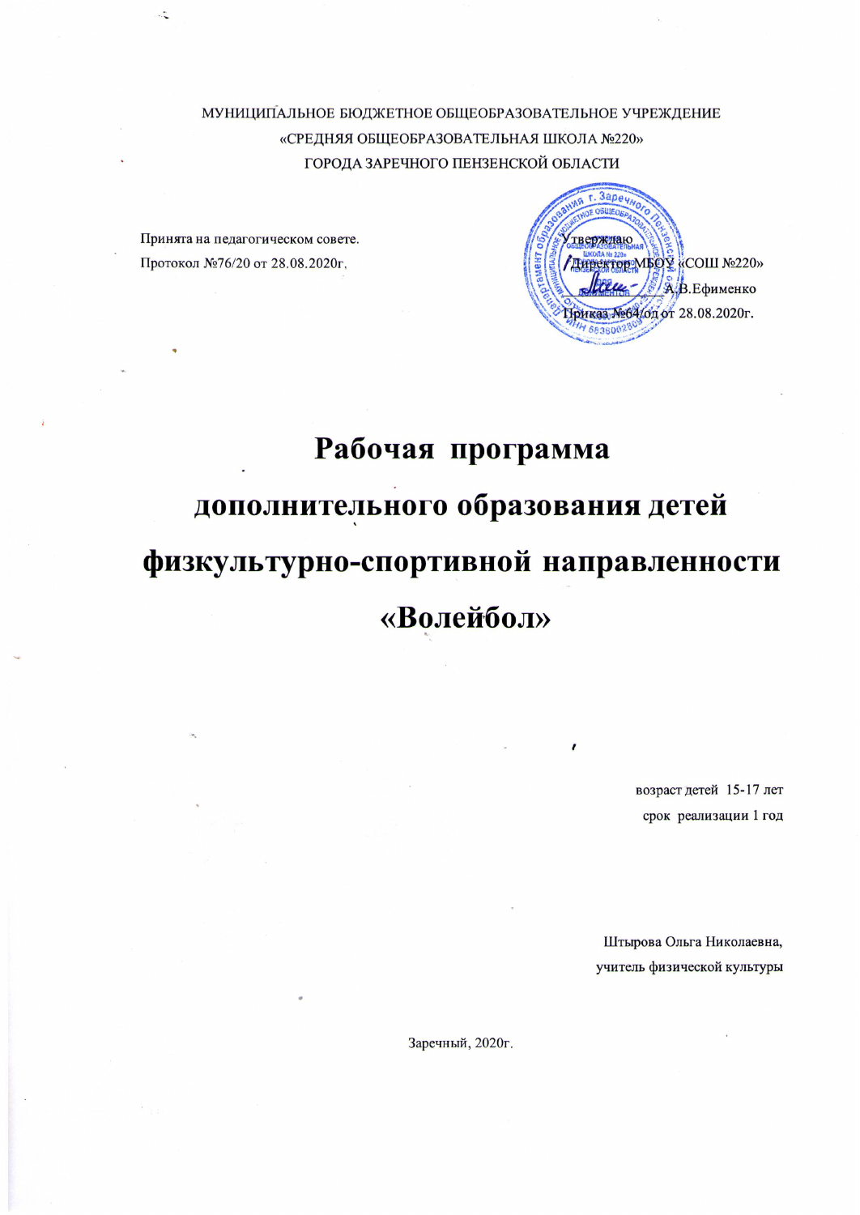МУНИЦИПАЛЬНОЕ БЮДЖЕТНОЕ ОБЩЕОБРАЗОВАТЕЛЬНОЕ УЧРЕЖДЕНИЕ
«СРЕДНЯЯ ОБЩЕОБРАЗОВАТЕЛЬНАЯ ШКОЛА №220»
ГОРОДА ЗАРЕЧНОГО ПЕНЗЕНСКОЙ ОБЛАСТИ

Принята на педагогическом совете.
Протокол №76/20 от 28.08.2020г.

Утверждаю
Директор МБОУ «СОШ №220»
_________ А.В.Ефименко
Приказ №64/од от 28.08.2020г.

# Рабочая программа дополнительного образования детей физкультурно-спортивной направленности «Волейбол»

возраст детей 15-17 лет
срок реализации 1 год

Штырова Ольга Николаевна,
учитель физической культуры

Заречный, 2020г.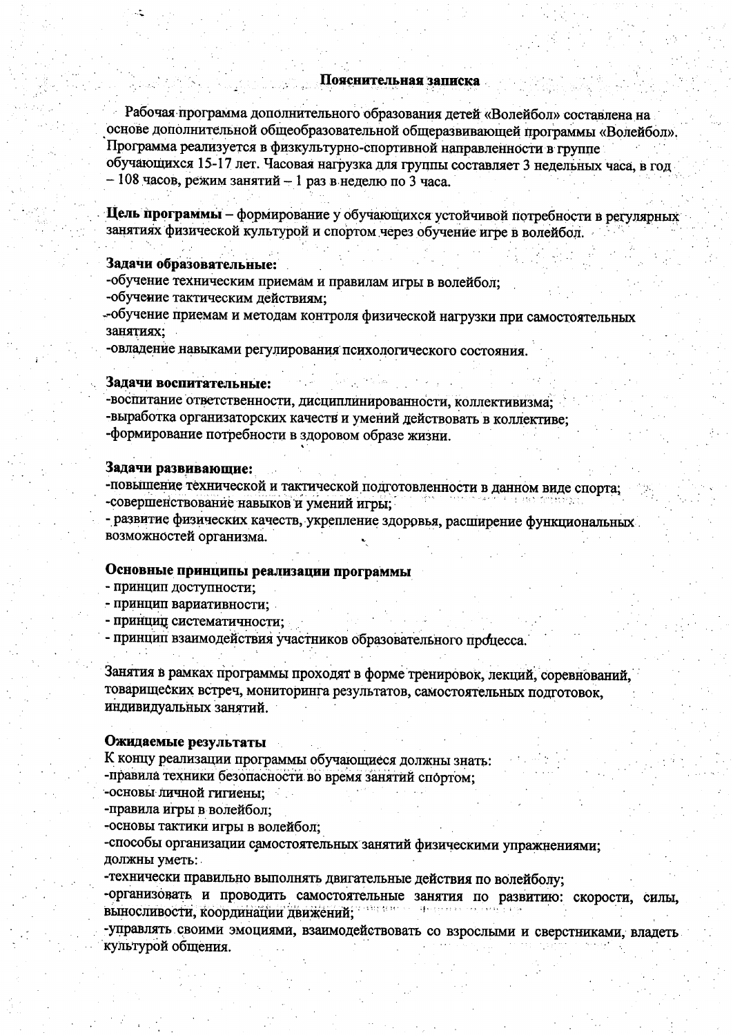## Пояснительная записка

Рабочая программа дополнительного образования детей «Волейбол» составлена на основе дополнительной общеобразовательной общеразвивающей программы «Волейбол». Программа реализуется в физкультурно-спортивной направленности в группе обучающихся 15-17 лет. Часовая нагрузка для группы составляет 3 недельных часа, в год – 108 часов, режим занятий – 1 раз в неделю по 3 часа.

**Цель программы** – формирование у обучающихся устойчивой потребности в регулярных занятиях физической культурой и спортом через обучение игре в волейбол.

**Задачи образовательные:**

-обучение техническим приемам и правилам игры в волейбол;
-обучение тактическим действиям;
-обучение приемам и методам контроля физической нагрузки при самостоятельных занятиях;
-овладение навыками регулирования психологического состояния.

**Задачи воспитательные:**

-воспитание ответственности, дисциплинированности, коллективизма;
-выработка организаторских качеств и умений действовать в коллективе;
-формирование потребности в здоровом образе жизни.

**Задачи развивающие:**

-повышение технической и тактической подготовленности в данном виде спорта;
-совершенствование навыков и умений игры;
- развитие физических качеств, укрепление здоровья, расширение функциональных возможностей организма.

**Основные принципы реализации программы**

- принцип доступности;
- принцип вариативности;
- принцип систематичности;
- принцип взаимодействия участников образовательного процесса.

Занятия в рамках программы проходят в форме тренировок, лекций, соревнований, товарищеских встреч, мониторинга результатов, самостоятельных подготовок, индивидуальных занятий.

**Ожидаемые результаты**

К концу реализации программы обучающиеся должны знать:
-правила техники безопасности во время занятий спортом;
-основы личной гигиены;
-правила игры в волейбол;
-основы тактики игры в волейбол;
-способы организации самостоятельных занятий физическими упражнениями;
должны уметь:
-технически правильно выполнять двигательные действия по волейболу;
-организовать и проводить самостоятельные занятия по развитию: скорости, силы, выносливости, координации движений;
-управлять своими эмоциями, взаимодействовать со взрослыми и сверстниками, владеть культурой общения.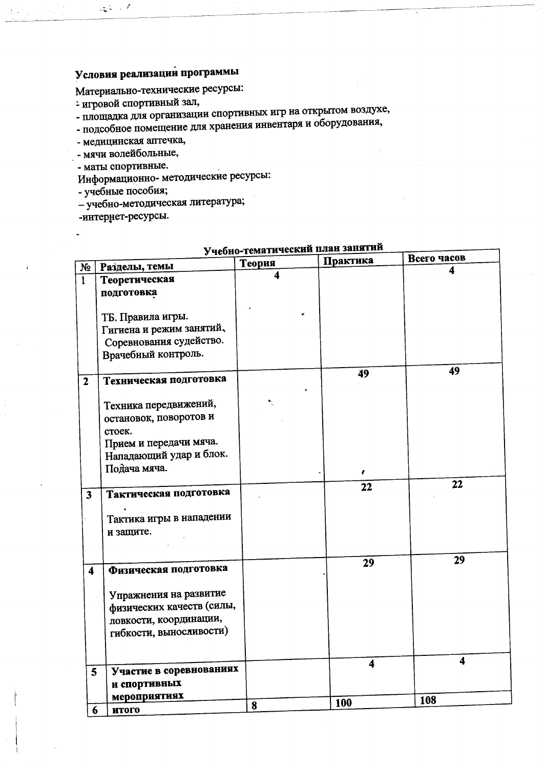**Условия реализации программы**

Материально-технические ресурсы:

- игровой спортивный зал,
- площадка для организации спортивных игр на открытом воздухе,
- подсобное помещение для хранения инвентаря и оборудования,
- медицинская аптечка,
- мячи волейбольные,
- маты спортивные.

Информационно- методические ресурсы:

- учебные пособия;
- учебно-методическая литература;
- интернет-ресурсы.

**Учебно-тематический план занятий**

| № | Разделы, темы | Теория | Практика | Всего часов |
|---|---|---|---|---|
| 1 | **Теоретическая подготовка**<br><br>ТБ. Правила игры.<br>Гигиена и режим занятий.<br>Соревнования судейство.<br>Врачебный контроль. | 4 | | 4 |
| 2 | **Техническая подготовка**<br><br>Техника передвижений, остановок, поворотов и стоек.<br>Прием и передачи мяча.<br>Нападающий удар и блок.<br>Подача мяча. | | 49 | 49 |
| 3 | **Тактическая подготовка**<br><br>Тактика игры в нападении и защите. | | 22 | 22 |
| 4 | **Физическая подготовка**<br><br>Упражнения на развитие физических качеств (силы, ловкости, координации, гибкости, выносливости) | | 29 | 29 |
| 5 | **Участие в соревнованиях и спортивных мероприятиях** | | 4 | 4 |
| 6 | **итого** | 8 | 100 | 108 |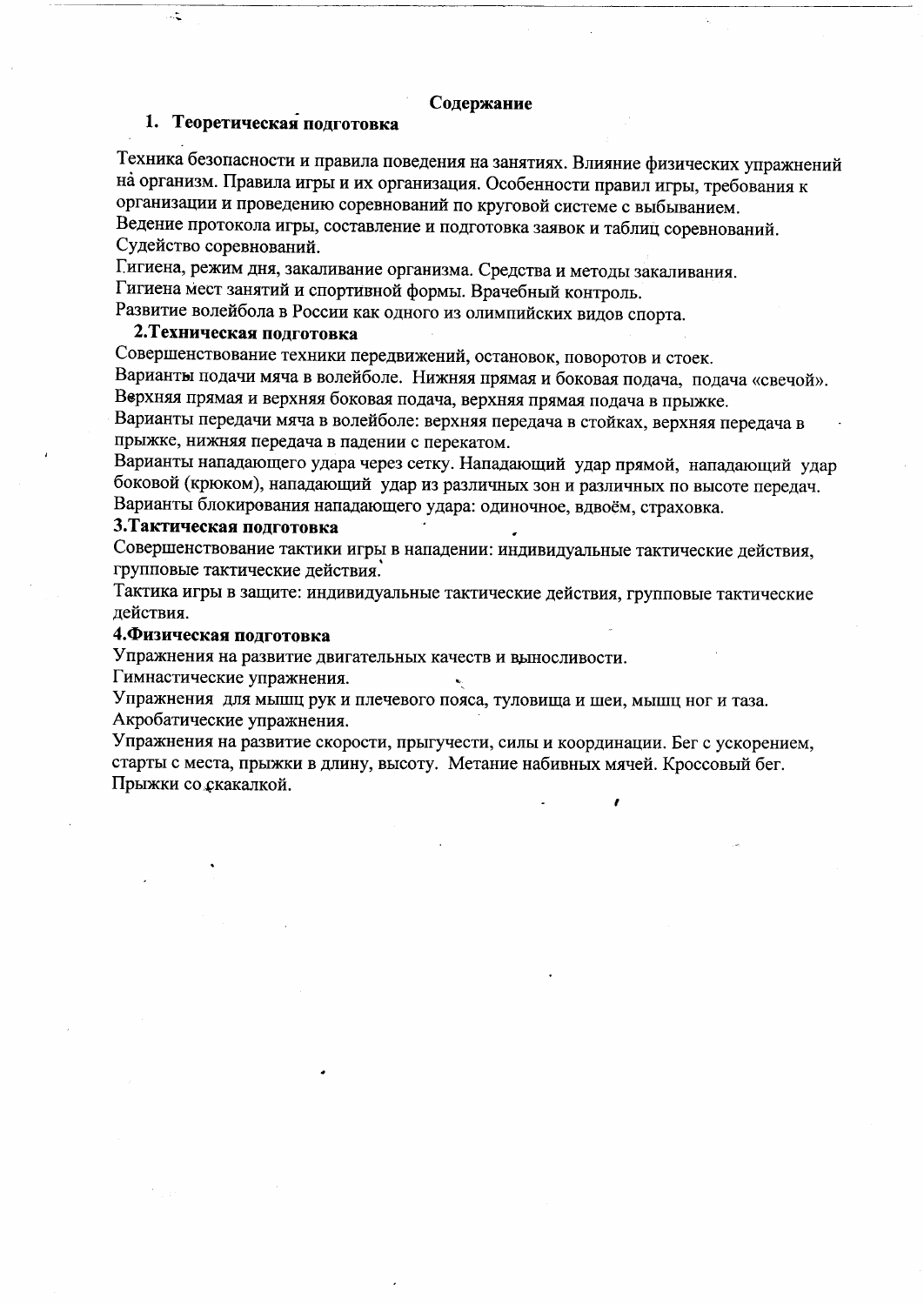## Содержание

### 1. Теоретическая подготовка

Техника безопасности и правила поведения на занятиях. Влияние физических упражнений на организм. Правила игры и их организация. Особенности правил игры, требования к организации и проведению соревнований по круговой системе с выбыванием.
Ведение протокола игры, составление и подготовка заявок и таблиц соревнований.
Судейство соревнований.
Гигиена, режим дня, закаливание организма. Средства и методы закаливания.
Гигиена мест занятий и спортивной формы. Врачебный контроль.
Развитие волейбола в России как одного из олимпийских видов спорта.

### 2.Техническая подготовка

Совершенствование техники передвижений, остановок, поворотов и стоек.
Варианты подачи мяча в волейболе. Нижняя прямая и боковая подача, подача «свечой».
Верхняя прямая и верхняя боковая подача, верхняя прямая подача в прыжке.
Варианты передачи мяча в волейболе: верхняя передача в стойках, верхняя передача в прыжке, нижняя передача в падении с перекатом.
Варианты нападающего удара через сетку. Нападающий удар прямой, нападающий удар боковой (крюком), нападающий удар из различных зон и различных по высоте передач.
Варианты блокирования нападающего удара: одиночное, вдвоём, страховка.

### 3.Тактическая подготовка

Совершенствование тактики игры в нападении: индивидуальные тактические действия, групповые тактические действия.
Тактика игры в защите: индивидуальные тактические действия, групповые тактические действия.

### 4.Физическая подготовка

Упражнения на развитие двигательных качеств и выносливости.
Гимнастические упражнения.
Упражнения для мышц рук и плечевого пояса, туловища и шеи, мышц ног и таза.
Акробатические упражнения.
Упражнения на развитие скорости, прыгучести, силы и координации. Бег с ускорением, старты с места, прыжки в длину, высоту. Метание набивных мячей. Кроссовый бег.
Прыжки со скакалкой.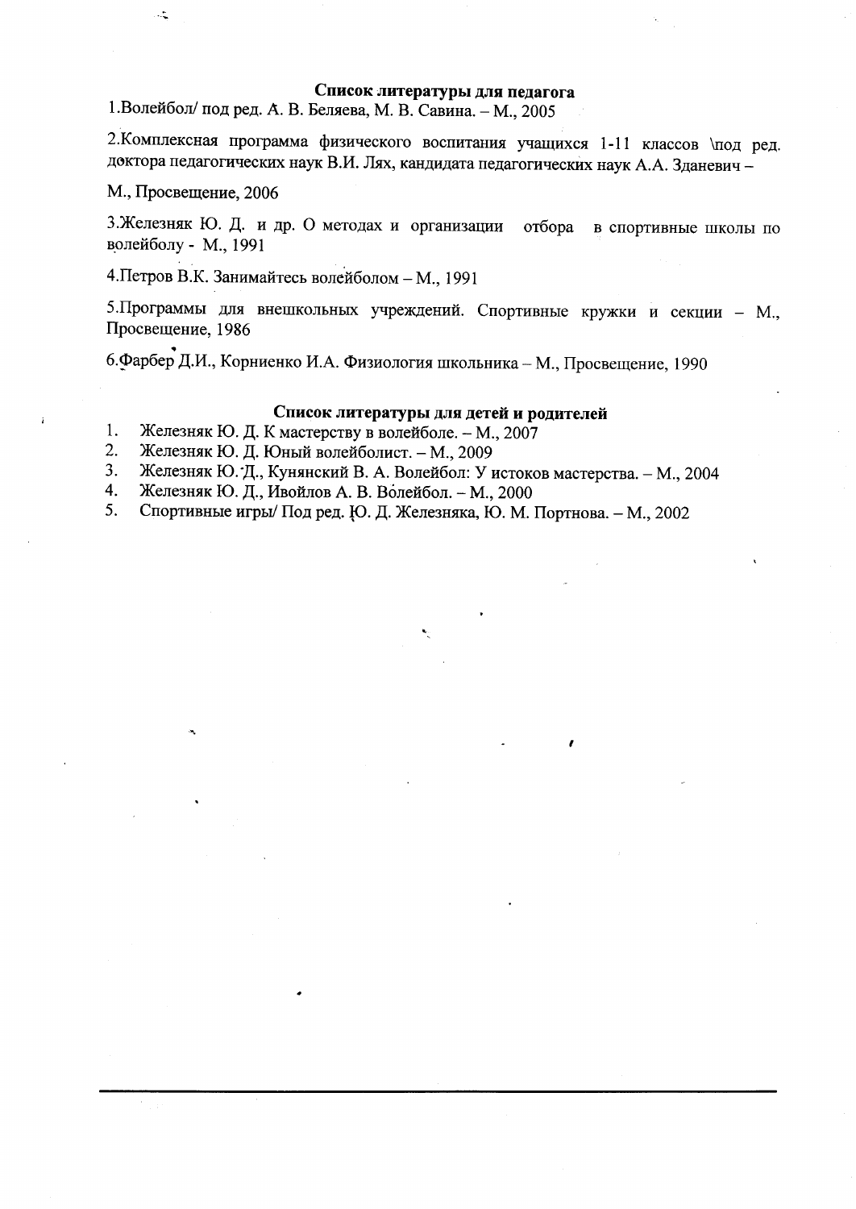## Список литературы для педагога

1.Волейбол/ под ред. А. В. Беляева, М. В. Савина. – М., 2005

2.Комплексная программа физического воспитания учащихся 1-11 классов \под ред. доктора педагогических наук В.И. Лях, кандидата педагогических наук А.А. Зданевич –

М., Просвещение, 2006

3.Железняк Ю. Д. и др. О методах и организации отбора в спортивные школы по волейболу - М., 1991

4.Петров В.К. Занимайтесь волейболом – М., 1991

5.Программы для внешкольных учреждений. Спортивные кружки и секции – М., Просвещение, 1986

6.Фарбер Д.И., Корниенко И.А. Физиология школьника – М., Просвещение, 1990

## Список литературы для детей и родителей

1. Железняк Ю. Д. К мастерству в волейболе. – М., 2007
2. Железняк Ю. Д. Юный волейболист. – М., 2009
3. Железняк Ю. Д., Кунянский В. А. Волейбол: У истоков мастерства. – М., 2004
4. Железняк Ю. Д., Ивойлов А. В. Волейбол. – М., 2000
5. Спортивные игры/ Под ред. Ю. Д. Железняка, Ю. М. Портнова. – М., 2002